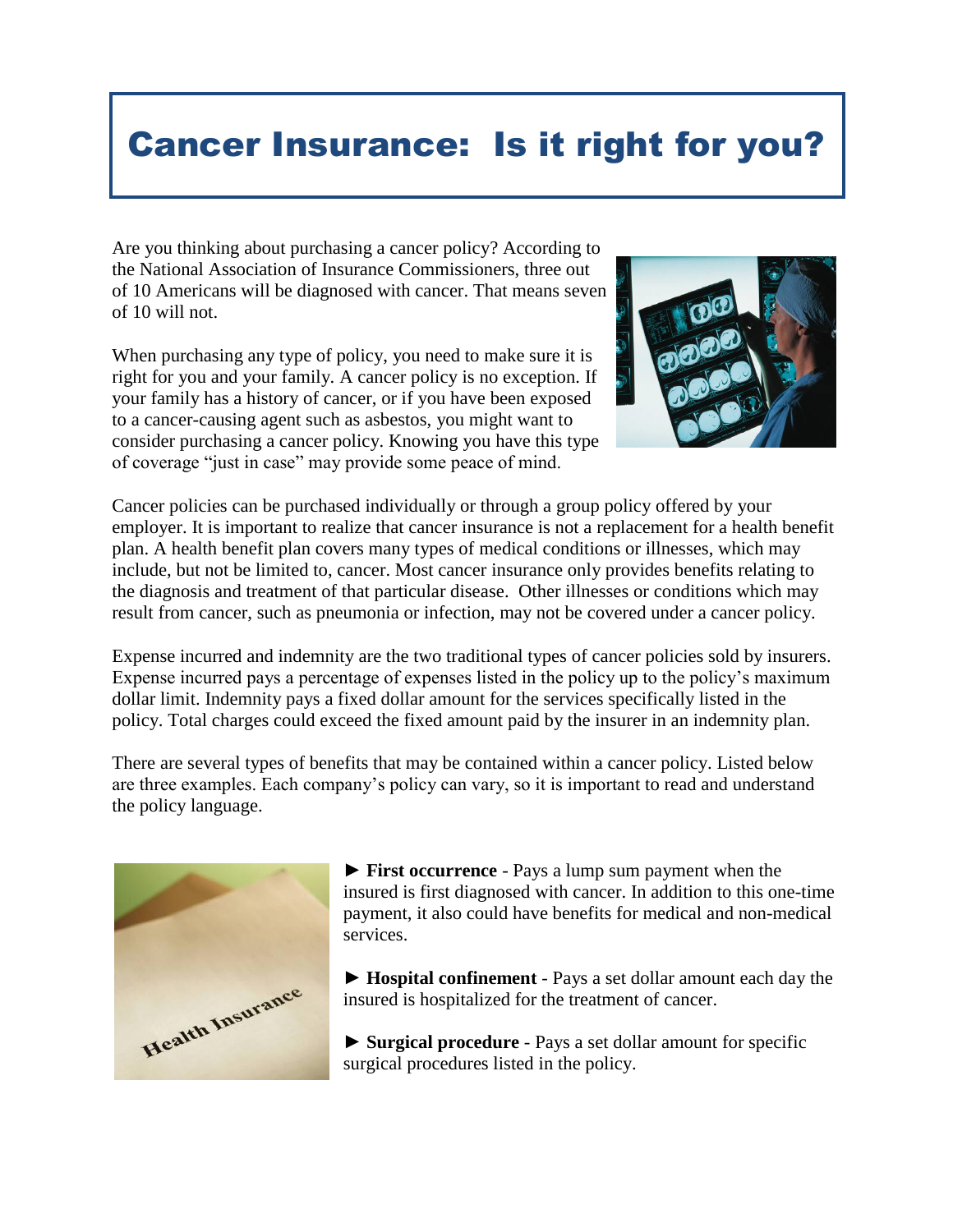# Cancer Insurance: Is it right for you?

Are you thinking about purchasing a cancer policy? According to the National Association of Insurance Commissioners, three out of 10 Americans will be diagnosed with cancer. That means seven of 10 will not.

When purchasing any type of policy, you need to make sure it is right for you and your family. A cancer policy is no exception. If your family has a history of cancer, or if you have been exposed to a cancer-causing agent such as asbestos, you might want to consider purchasing a cancer policy. Knowing you have this type of coverage "just in case" may provide some peace of mind.

Cancer policies can be purchased individually or through a group policy offered by your employer. It is important to realize that cancer insurance is not a replacement for a health benefit plan. A health benefit plan covers many types of medical conditions or illnesses, which may include, but not be limited to, cancer. Most cancer insurance only provides benefits relating to the diagnosis and treatment of that particular disease. Other illnesses or conditions which may result from cancer, such as pneumonia or infection, may not be covered under a cancer policy.

Expense incurred and indemnity are the two traditional types of cancer policies sold by insurers. Expense incurred pays a percentage of expenses listed in the policy up to the policy's maximum dollar limit. Indemnity pays a fixed dollar amount for the services specifically listed in the policy. Total charges could exceed the fixed amount paid by the insurer in an indemnity plan.

There are several types of benefits that may be contained within a cancer policy. Listed below are three examples. Each company's policy can vary, so it is important to read and understand the policy language.

► **First occurrence** - Pays a lump sum payment when the insured is first diagnosed with cancer. In addition to this one-time payment, it also could have benefits for medical and non-medical services.

► **Hospital confinement** - Pays a set dollar amount each day the insured is hospitalized for the treatment of cancer.

► **Surgical procedure** - Pays a set dollar amount for specific surgical procedures listed in the policy.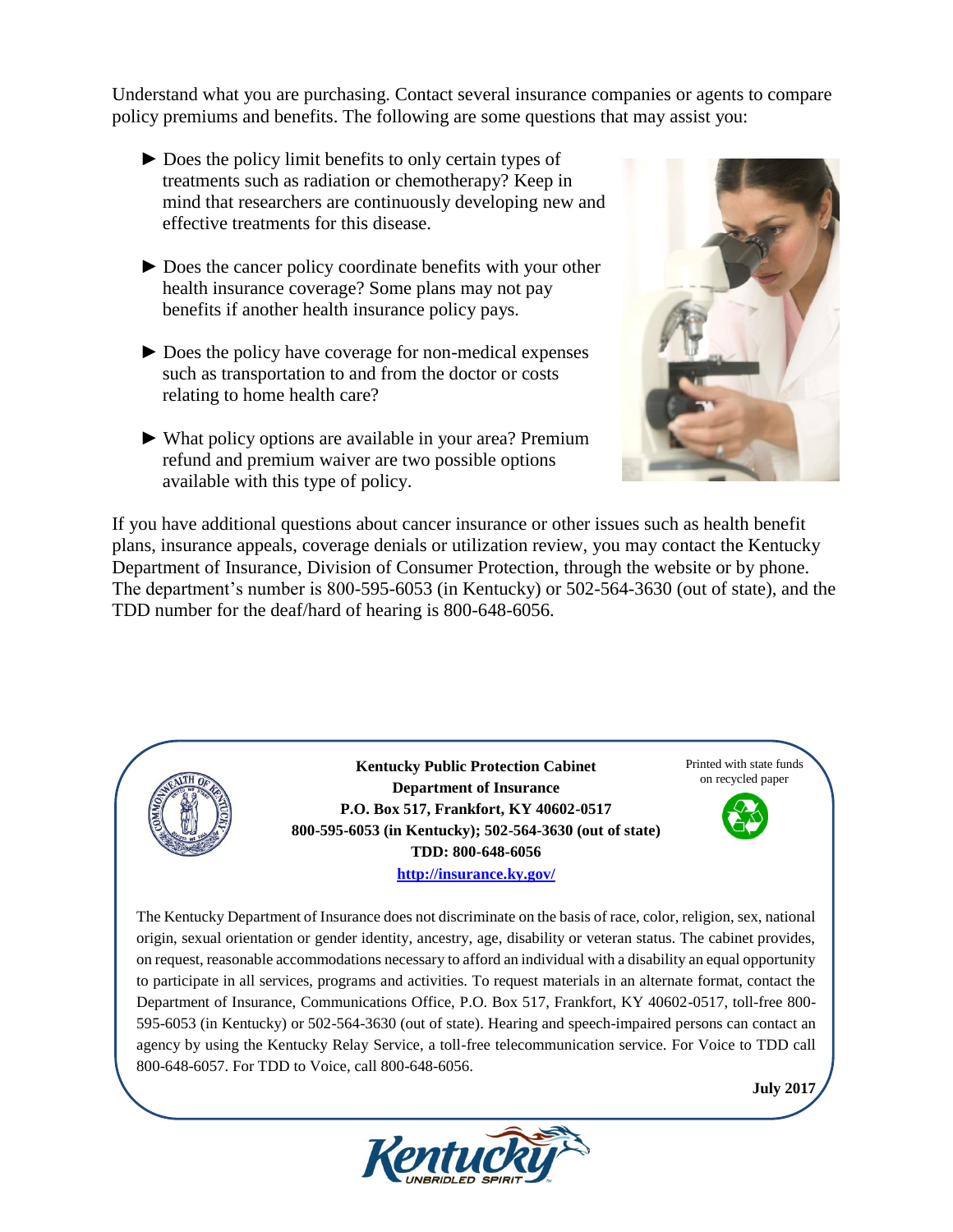Understand what you are purchasing. Contact several insurance companies or agents to compare policy premiums and benefits. The following are some questions that may assist you:

- ► Does the policy limit benefits to only certain types of treatments such as radiation or chemotherapy? Keep in mind that researchers are continuously developing new and effective treatments for this disease.
- ► Does the cancer policy coordinate benefits with your other health insurance coverage? Some plans may not pay benefits if another health insurance policy pays.
- ► Does the policy have coverage for non-medical expenses such as transportation to and from the doctor or costs relating to home health care?
- ► What policy options are available in your area? Premium refund and premium waiver are two possible options available with this type of policy.

If you have additional questions about cancer insurance or other issues such as health benefit plans, insurance appeals, coverage denials or utilization review, you may contact the Kentucky Department of Insurance, Division of Consumer Protection, through the website or by phone. The department's number is 800-595-6053 (in Kentucky) or 502-564-3630 (out of state), and the TDD number for the deaf/hard of hearing is 800-648-6056.

**Kentucky Public Protection Cabinet**
**Department of Insurance**
**P.O. Box 517, Frankfort, KY 40602-0517**
**800-595-6053 (in Kentucky); 502-564-3630 (out of state)**
**TDD: 800-648-6056**
**[http://insurance.ky.gov/](http://insurance.ky.gov/)**

Printed with state funds on recycled paper

The Kentucky Department of Insurance does not discriminate on the basis of race, color, religion, sex, national origin, sexual orientation or gender identity, ancestry, age, disability or veteran status. The cabinet provides, on request, reasonable accommodations necessary to afford an individual with a disability an equal opportunity to participate in all services, programs and activities. To request materials in an alternate format, contact the Department of Insurance, Communications Office, P.O. Box 517, Frankfort, KY 40602-0517, toll-free 800-595-6053 (in Kentucky) or 502-564-3630 (out of state). Hearing and speech-impaired persons can contact an agency by using the Kentucky Relay Service, a toll-free telecommunication service. For Voice to TDD call 800-648-6057. For TDD to Voice, call 800-648-6056.

**July 2017**

Kentucky UNBRIDLED SPIRIT